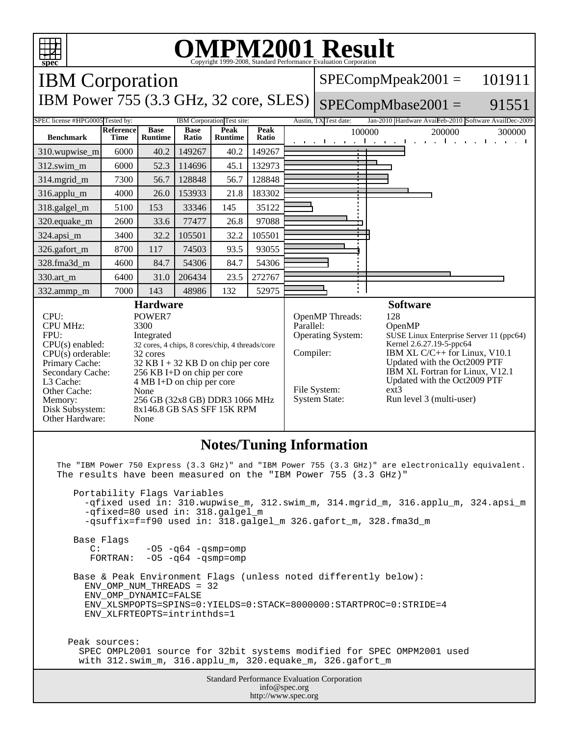# OMPM2001 Result

Copyright 1999-2008, Standard Performance Evaluation Corporation

## IBM Corporation

## IBM Power 755 (3.3 GHz, 32 core, SLES)

SPECompMpeak2001 = 101911

SPECompMbase2001 = 91551

SPEC license #: HPG0005 Tested by: IBM Corporation Test site: Austin, TX Test date: Jan-2010 Hardware Avail: Feb-2010 Software Avail: Dec-2009

| Benchmark | Reference Time | Base Runtime | Base Ratio | Peak Runtime | Peak Ratio |
|---|---|---|---|---|---|
| 310.wupwise_m | 6000 | 40.2 | 149267 | 40.2 | 149267 |
| 312.swim_m | 6000 | 52.3 | 114696 | 45.1 | 132973 |
| 314.mgrid_m | 7300 | 56.7 | 128848 | 56.7 | 128848 |
| 316.applu_m | 4000 | 26.0 | 153933 | 21.8 | 183302 |
| 318.galgel_m | 5100 | 153 | 33346 | 145 | 35122 |
| 320.equake_m | 2600 | 33.6 | 77477 | 26.8 | 97088 |
| 324.apsi_m | 3400 | 32.2 | 105501 | 32.2 | 105501 |
| 326.gafort_m | 8700 | 117 | 74503 | 93.5 | 93055 |
| 328.fma3d_m | 4600 | 84.7 | 54306 | 84.7 | 54306 |
| 330.art_m | 6400 | 31.0 | 206434 | 23.5 | 272767 |
| 332.ammp_m | 7000 | 143 | 48986 | 132 | 52975 |

## Hardware

| | |
|---|---|
| CPU: | POWER7 |
| CPU MHz: | 3300 |
| FPU: | Integrated |
| CPU(s) enabled: | 32 cores, 4 chips, 8 cores/chip, 4 threads/core |
| CPU(s) orderable: | 32 cores |
| Primary Cache: | 32 KB I + 32 KB D on chip per core |
| Secondary Cache: | 256 KB I+D on chip per core |
| L3 Cache: | 4 MB I+D on chip per core |
| Other Cache: | None |
| Memory: | 256 GB (32x8 GB) DDR3 1066 MHz |
| Disk Subsystem: | 8x146.8 GB SAS SFF 15K RPM |
| Other Hardware: | None |

## Software

| | |
|---|---|
| OpenMP Threads: | 128 |
| Parallel: | OpenMP |
| Operating System: | SUSE Linux Enterprise Server 11 (ppc64) Kernel 2.6.27.19-5-ppc64 |
| Compiler: | IBM XL C/C++ for Linux, V10.1 Updated with the Oct2009 PTF IBM XL Fortran for Linux, V12.1 Updated with the Oct2009 PTF |
| File System: | ext3 |
| System State: | Run level 3 (multi-user) |

## Notes/Tuning Information

```
The "IBM Power 750 Express (3.3 GHz)" and "IBM Power 755 (3.3 GHz)" are electronically equivalent.
The results have been measured on the "IBM Power 755 (3.3 GHz)"

   Portability Flags Variables
     -qfixed used in: 310.wupwise_m, 312.swim_m, 314.mgrid_m, 316.applu_m, 324.apsi_m
     -qfixed=80 used in: 318.galgel_m
     -qsuffix=f=f90 used in: 318.galgel_m 326.gafort_m, 328.fma3d_m

   Base Flags
      C:        -O5 -q64 -qsmp=omp
      FORTRAN:  -O5 -q64 -qsmp=omp

   Base & Peak Environment Flags (unless noted differently below):
     ENV_OMP_NUM_THREADS = 32
     ENV_OMP_DYNAMIC=FALSE
     ENV_XLSMPOPTS=SPINS=0:YIELDS=0:STACK=8000000:STARTPROC=0:STRIDE=4
     ENV_XLFRTEOPTS=intrinthds=1


  Peak sources:
    SPEC OMPL2001 source for 32bit systems modified for SPEC OMPM2001 used
    with 312.swim_m, 316.applu_m, 320.equake_m, 326.gafort_m
```

Standard Performance Evaluation Corporation
info@spec.org
http://www.spec.org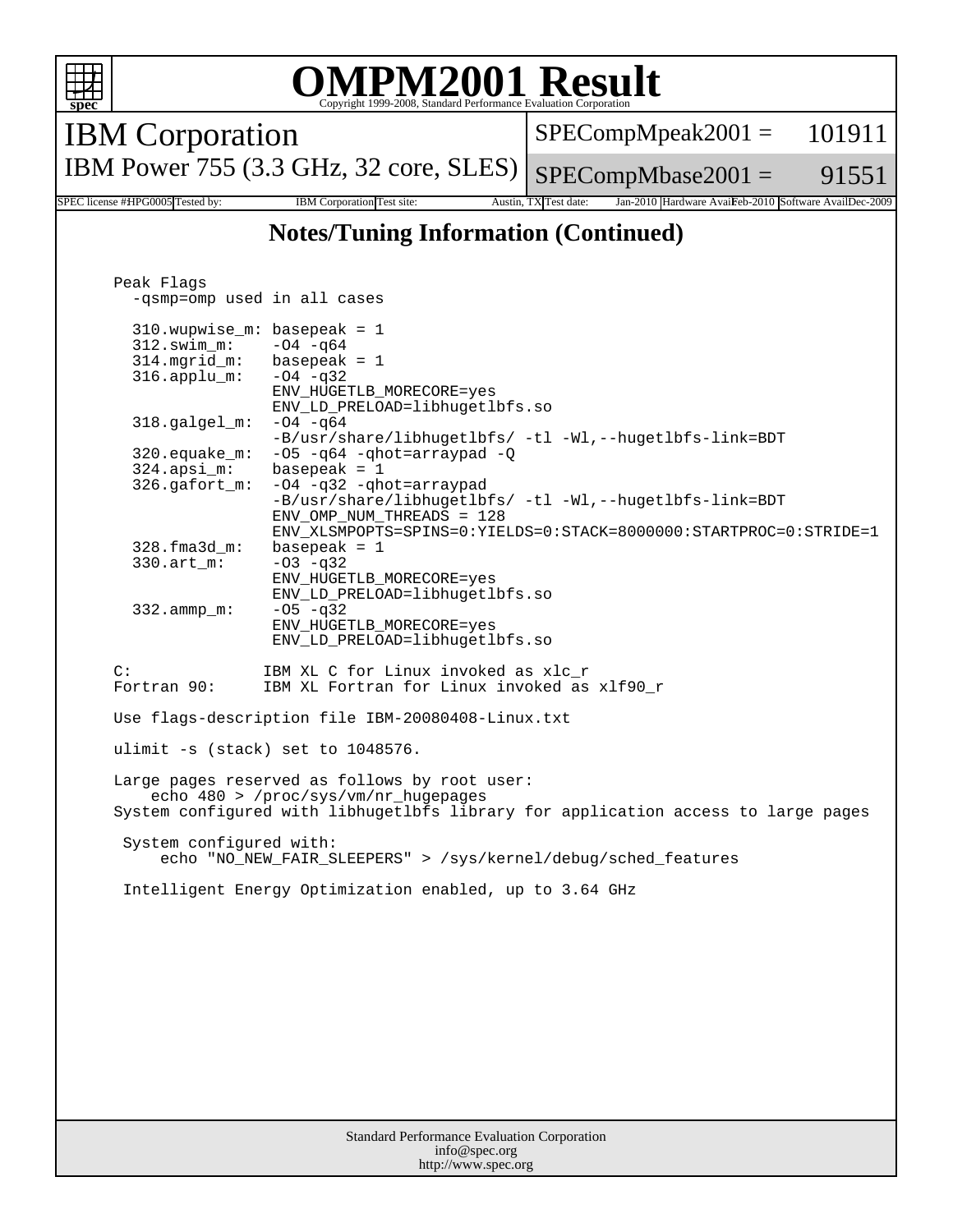# OMPM2001 Result

Copyright 1999-2008, Standard Performance Evaluation Corporation

**IBM Corporation**

IBM Power 755 (3.3 GHz, 32 core, SLES)

SPECompMpeak2001 = 101911

SPECompMbase2001 = 91551

| SPEC license #: HPG0005 | Tested by: IBM Corporation | Test site: Austin, TX | Test date: Jan-2010 | Hardware Avail: Feb-2010 | Software Avail: Dec-2009 |
|---|---|---|---|---|---|

## Notes/Tuning Information (Continued)

```
Peak Flags
  -qsmp=omp used in all cases

  310.wupwise_m: basepeak = 1
  312.swim_m:    -O4 -q64
  314.mgrid_m:   basepeak = 1
  316.applu_m:   -O4 -q32
                 ENV_HUGETLB_MORECORE=yes
                 ENV_LD_PRELOAD=libhugetlbfs.so
  318.galgel_m:  -O4 -q64
                 -B/usr/share/libhugetlbfs/ -tl -Wl,--hugetlbfs-link=BDT
  320.equake_m:  -O5 -q64 -qhot=arraypad -Q
  324.apsi_m:    basepeak = 1
  326.gafort_m:  -O4 -q32 -qhot=arraypad
                 -B/usr/share/libhugetlbfs/ -tl -Wl,--hugetlbfs-link=BDT
                 ENV_OMP_NUM_THREADS = 128
                 ENV_XLSMPOPTS=SPINS=0:YIELDS=0:STACK=8000000:STARTPROC=0:STRIDE=1
  328.fma3d_m:   basepeak = 1
  330.art_m:     -O3 -q32
                 ENV_HUGETLB_MORECORE=yes
                 ENV_LD_PRELOAD=libhugetlbfs.so
  332.ammp_m:    -O5 -q32
                 ENV_HUGETLB_MORECORE=yes
                 ENV_LD_PRELOAD=libhugetlbfs.so

C:              IBM XL C for Linux invoked as xlc_r
Fortran 90:     IBM XL Fortran for Linux invoked as xlf90_r

Use flags-description file IBM-20080408-Linux.txt

ulimit -s (stack) set to 1048576.

Large pages reserved as follows by root user:
    echo 480 > /proc/sys/vm/nr_hugepages
System configured with libhugetlbfs library for application access to large pages

 System configured with:
     echo "NO_NEW_FAIR_SLEEPERS" > /sys/kernel/debug/sched_features

 Intelligent Energy Optimization enabled, up to 3.64 GHz
```

Standard Performance Evaluation Corporation
info@spec.org
http://www.spec.org